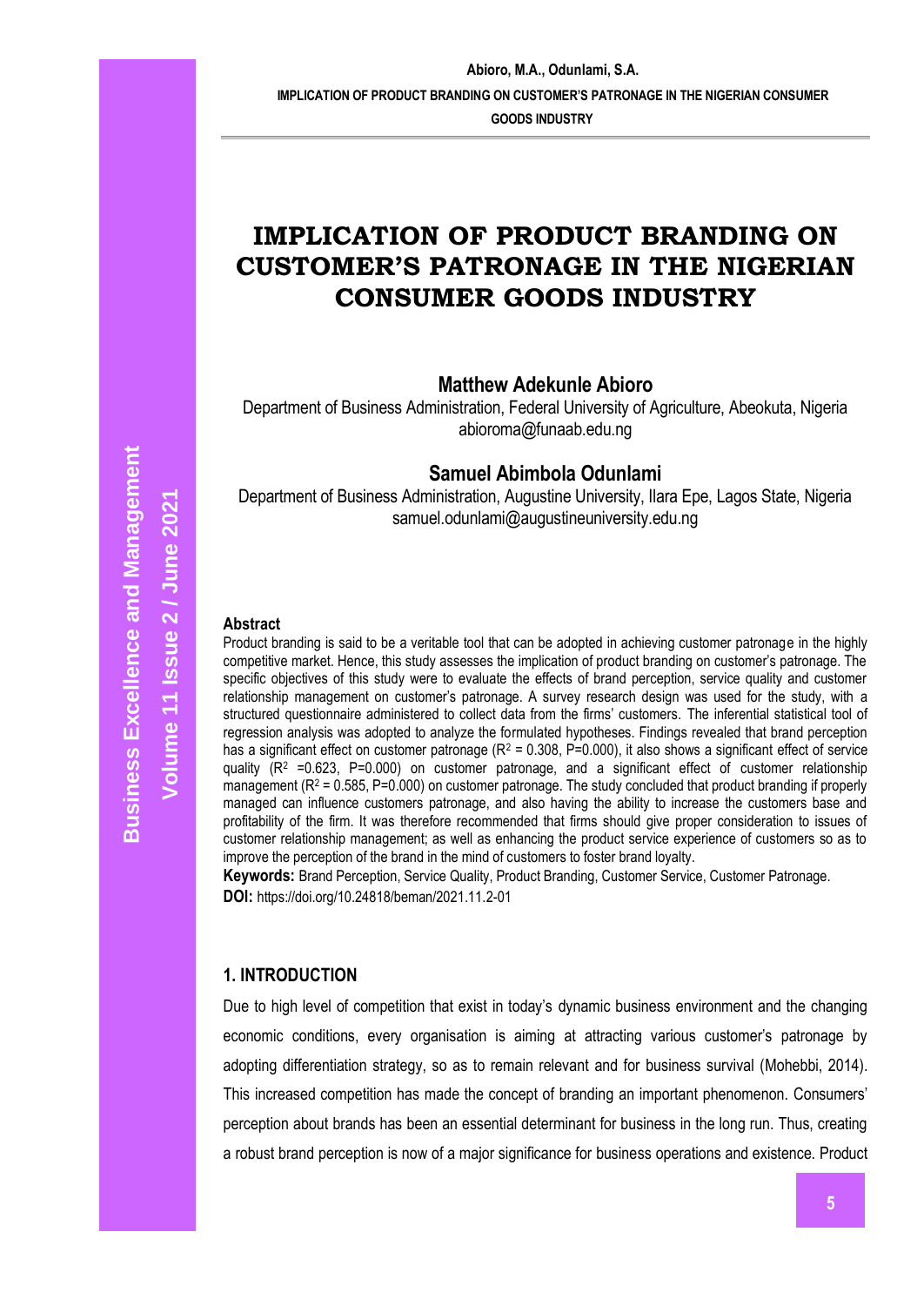# IMPLICATION OF PRODUCT BRANDING ON CUSTOMER'S PATRONAGE IN THE NIGERIAN CONSUMER GOODS INDUSTRY

**Matthew Adekunle Abioro**

Department of Business Administration, Federal University of Agriculture, Abeokuta, Nigeria
abioroma@funaab.edu.ng

**Samuel Abimbola Odunlami**

Department of Business Administration, Augustine University, Ilara Epe, Lagos State, Nigeria
samuel.odunlami@augustineuniversity.edu.ng

**Abstract**

Product branding is said to be a veritable tool that can be adopted in achieving customer patronage in the highly competitive market. Hence, this study assesses the implication of product branding on customer's patronage. The specific objectives of this study were to evaluate the effects of brand perception, service quality and customer relationship management on customer's patronage. A survey research design was used for the study, with a structured questionnaire administered to collect data from the firms' customers. The inferential statistical tool of regression analysis was adopted to analyze the formulated hypotheses. Findings revealed that brand perception has a significant effect on customer patronage ($R^2$ = 0.308, P=0.000), it also shows a significant effect of service quality ($R^2$ =0.623, P=0.000) on customer patronage, and a significant effect of customer relationship management ($R^2$ = 0.585, P=0.000) on customer patronage. The study concluded that product branding if properly managed can influence customers patronage, and also having the ability to increase the customers base and profitability of the firm. It was therefore recommended that firms should give proper consideration to issues of customer relationship management; as well as enhancing the product service experience of customers so as to improve the perception of the brand in the mind of customers to foster brand loyalty.

**Keywords:** Brand Perception, Service Quality, Product Branding, Customer Service, Customer Patronage.

**DOI:** https://doi.org/10.24818/beman/2021.11.2-01

## 1. INTRODUCTION

Due to high level of competition that exist in today's dynamic business environment and the changing economic conditions, every organisation is aiming at attracting various customer's patronage by adopting differentiation strategy, so as to remain relevant and for business survival (Mohebbi, 2014). This increased competition has made the concept of branding an important phenomenon. Consumers' perception about brands has been an essential determinant for business in the long run. Thus, creating a robust brand perception is now of a major significance for business operations and existence. Product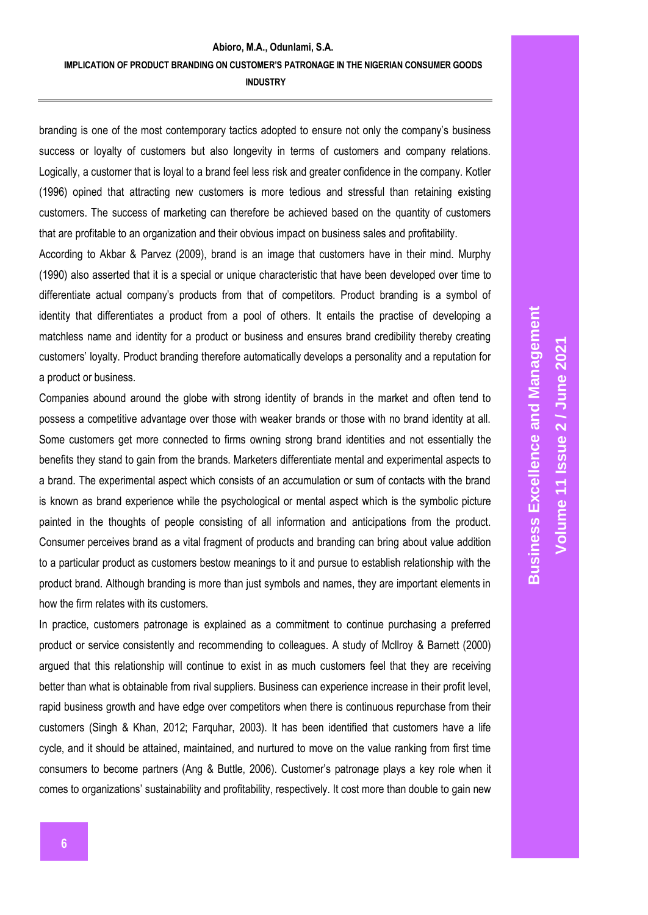branding is one of the most contemporary tactics adopted to ensure not only the company's business success or loyalty of customers but also longevity in terms of customers and company relations. Logically, a customer that is loyal to a brand feel less risk and greater confidence in the company. Kotler (1996) opined that attracting new customers is more tedious and stressful than retaining existing customers. The success of marketing can therefore be achieved based on the quantity of customers that are profitable to an organization and their obvious impact on business sales and profitability.

According to Akbar & Parvez (2009), brand is an image that customers have in their mind. Murphy (1990) also asserted that it is a special or unique characteristic that have been developed over time to differentiate actual company's products from that of competitors. Product branding is a symbol of identity that differentiates a product from a pool of others. It entails the practise of developing a matchless name and identity for a product or business and ensures brand credibility thereby creating customers' loyalty. Product branding therefore automatically develops a personality and a reputation for a product or business.

Companies abound around the globe with strong identity of brands in the market and often tend to possess a competitive advantage over those with weaker brands or those with no brand identity at all. Some customers get more connected to firms owning strong brand identities and not essentially the benefits they stand to gain from the brands. Marketers differentiate mental and experimental aspects to a brand. The experimental aspect which consists of an accumulation or sum of contacts with the brand is known as brand experience while the psychological or mental aspect which is the symbolic picture painted in the thoughts of people consisting of all information and anticipations from the product. Consumer perceives brand as a vital fragment of products and branding can bring about value addition to a particular product as customers bestow meanings to it and pursue to establish relationship with the product brand. Although branding is more than just symbols and names, they are important elements in how the firm relates with its customers.

In practice, customers patronage is explained as a commitment to continue purchasing a preferred product or service consistently and recommending to colleagues. A study of Mcllroy & Barnett (2000) argued that this relationship will continue to exist in as much customers feel that they are receiving better than what is obtainable from rival suppliers. Business can experience increase in their profit level, rapid business growth and have edge over competitors when there is continuous repurchase from their customers (Singh & Khan, 2012; Farquhar, 2003). It has been identified that customers have a life cycle, and it should be attained, maintained, and nurtured to move on the value ranking from first time consumers to become partners (Ang & Buttle, 2006). Customer's patronage plays a key role when it comes to organizations' sustainability and profitability, respectively. It cost more than double to gain new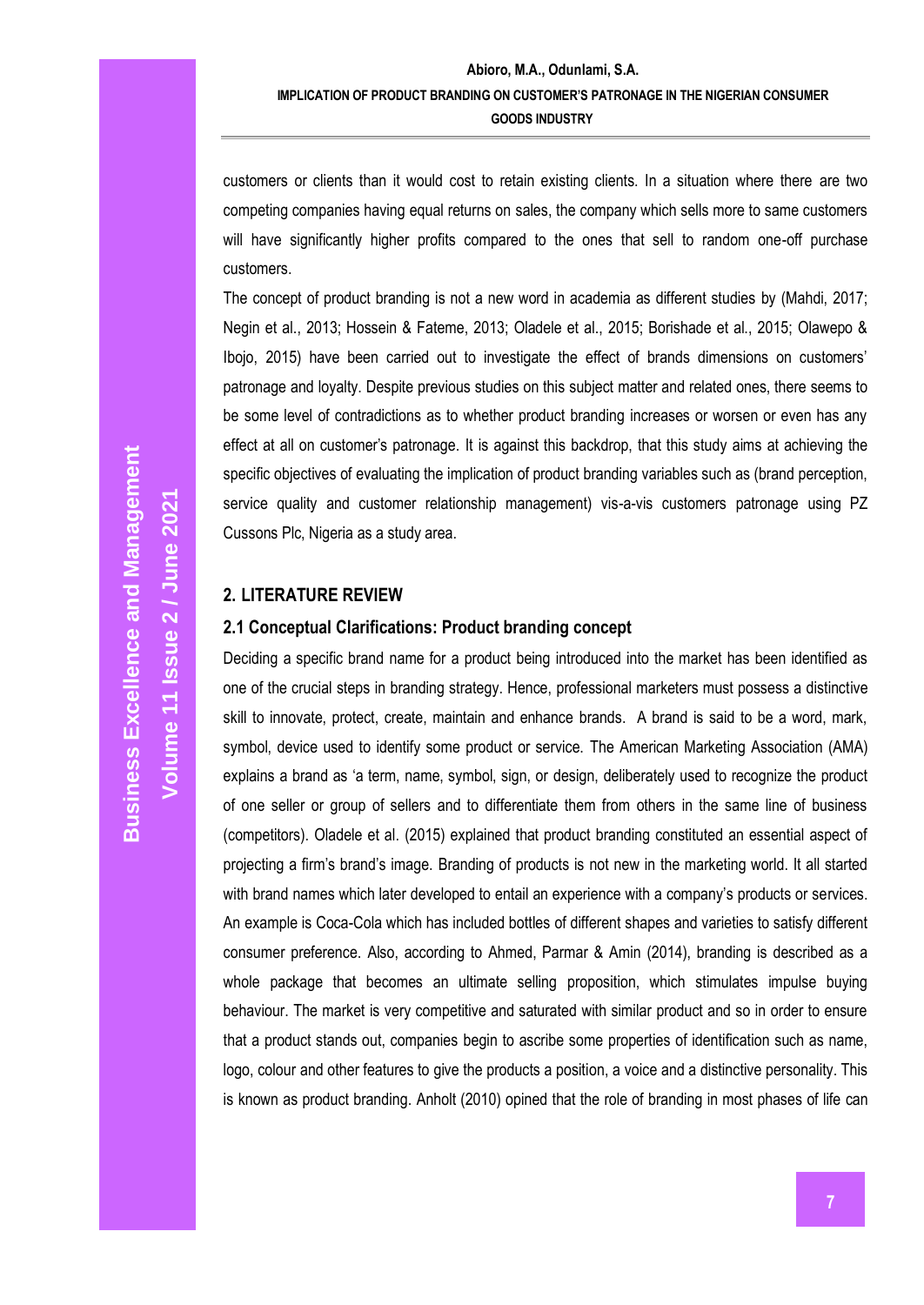customers or clients than it would cost to retain existing clients. In a situation where there are two competing companies having equal returns on sales, the company which sells more to same customers will have significantly higher profits compared to the ones that sell to random one-off purchase customers.

The concept of product branding is not a new word in academia as different studies by (Mahdi, 2017; Negin et al., 2013; Hossein & Fateme, 2013; Oladele et al., 2015; Borishade et al., 2015; Olawepo & Ibojo, 2015) have been carried out to investigate the effect of brands dimensions on customers' patronage and loyalty. Despite previous studies on this subject matter and related ones, there seems to be some level of contradictions as to whether product branding increases or worsen or even has any effect at all on customer's patronage. It is against this backdrop, that this study aims at achieving the specific objectives of evaluating the implication of product branding variables such as (brand perception, service quality and customer relationship management) vis-a-vis customers patronage using PZ Cussons Plc, Nigeria as a study area.

## 2. LITERATURE REVIEW

### 2.1 Conceptual Clarifications: Product branding concept

Deciding a specific brand name for a product being introduced into the market has been identified as one of the crucial steps in branding strategy. Hence, professional marketers must possess a distinctive skill to innovate, protect, create, maintain and enhance brands. A brand is said to be a word, mark, symbol, device used to identify some product or service. The American Marketing Association (AMA) explains a brand as 'a term, name, symbol, sign, or design, deliberately used to recognize the product of one seller or group of sellers and to differentiate them from others in the same line of business (competitors). Oladele et al. (2015) explained that product branding constituted an essential aspect of projecting a firm's brand's image. Branding of products is not new in the marketing world. It all started with brand names which later developed to entail an experience with a company's products or services. An example is Coca-Cola which has included bottles of different shapes and varieties to satisfy different consumer preference. Also, according to Ahmed, Parmar & Amin (2014), branding is described as a whole package that becomes an ultimate selling proposition, which stimulates impulse buying behaviour. The market is very competitive and saturated with similar product and so in order to ensure that a product stands out, companies begin to ascribe some properties of identification such as name, logo, colour and other features to give the products a position, a voice and a distinctive personality. This is known as product branding. Anholt (2010) opined that the role of branding in most phases of life can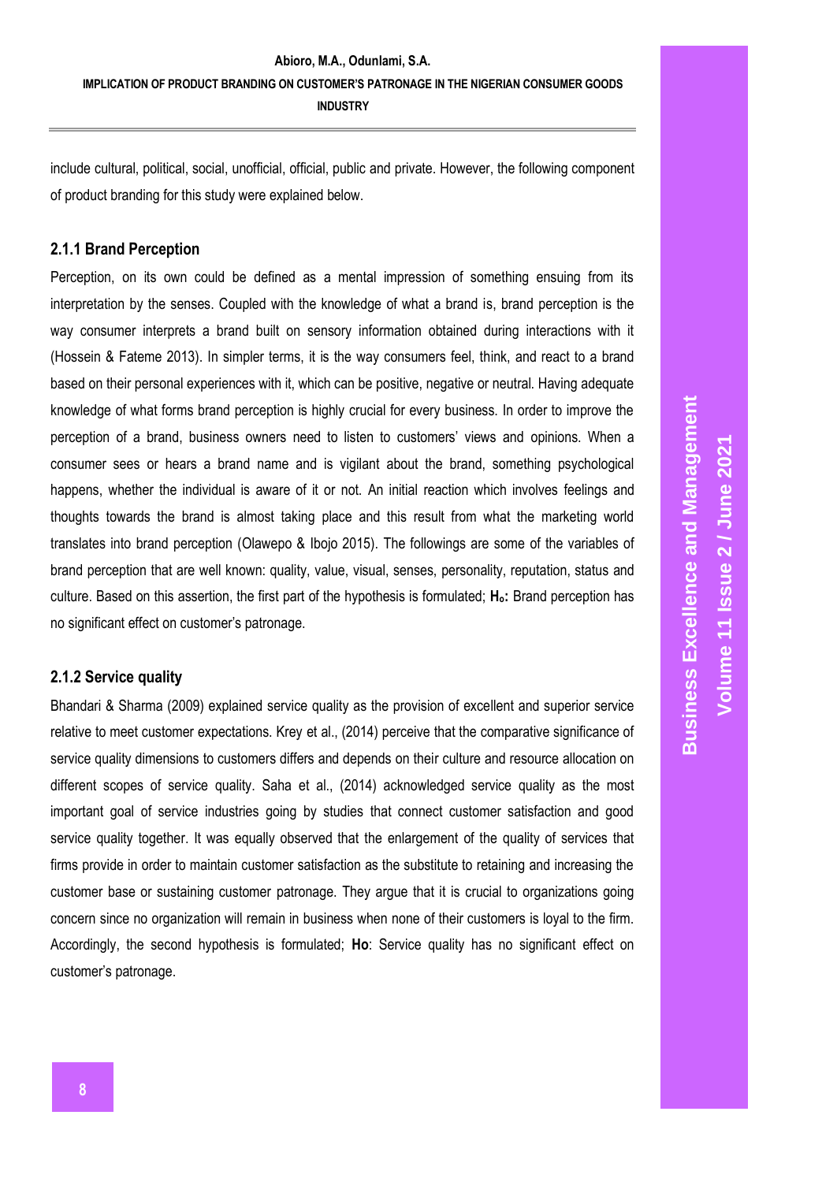include cultural, political, social, unofficial, official, public and private. However, the following component of product branding for this study were explained below.

### 2.1.1 Brand Perception

Perception, on its own could be defined as a mental impression of something ensuing from its interpretation by the senses. Coupled with the knowledge of what a brand is, brand perception is the way consumer interprets a brand built on sensory information obtained during interactions with it (Hossein & Fateme 2013). In simpler terms, it is the way consumers feel, think, and react to a brand based on their personal experiences with it, which can be positive, negative or neutral. Having adequate knowledge of what forms brand perception is highly crucial for every business. In order to improve the perception of a brand, business owners need to listen to customers' views and opinions. When a consumer sees or hears a brand name and is vigilant about the brand, something psychological happens, whether the individual is aware of it or not. An initial reaction which involves feelings and thoughts towards the brand is almost taking place and this result from what the marketing world translates into brand perception (Olawepo & Ibojo 2015). The followings are some of the variables of brand perception that are well known: quality, value, visual, senses, personality, reputation, status and culture. Based on this assertion, the first part of the hypothesis is formulated; **$H_o$:** Brand perception has no significant effect on customer's patronage.

### 2.1.2 Service quality

Bhandari & Sharma (2009) explained service quality as the provision of excellent and superior service relative to meet customer expectations. Krey et al., (2014) perceive that the comparative significance of service quality dimensions to customers differs and depends on their culture and resource allocation on different scopes of service quality. Saha et al., (2014) acknowledged service quality as the most important goal of service industries going by studies that connect customer satisfaction and good service quality together. It was equally observed that the enlargement of the quality of services that firms provide in order to maintain customer satisfaction as the substitute to retaining and increasing the customer base or sustaining customer patronage. They argue that it is crucial to organizations going concern since no organization will remain in business when none of their customers is loyal to the firm. Accordingly, the second hypothesis is formulated; **Ho**: Service quality has no significant effect on customer's patronage.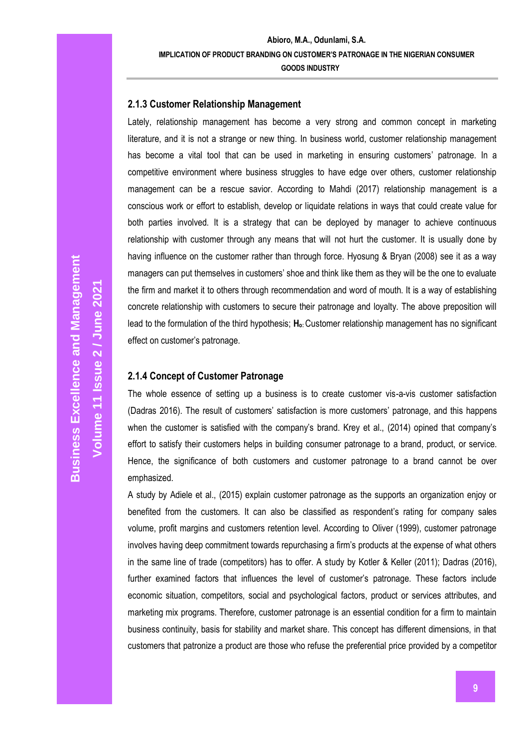### 2.1.3 Customer Relationship Management

Lately, relationship management has become a very strong and common concept in marketing literature, and it is not a strange or new thing. In business world, customer relationship management has become a vital tool that can be used in marketing in ensuring customers' patronage. In a competitive environment where business struggles to have edge over others, customer relationship management can be a rescue savior. According to Mahdi (2017) relationship management is a conscious work or effort to establish, develop or liquidate relations in ways that could create value for both parties involved. It is a strategy that can be deployed by manager to achieve continuous relationship with customer through any means that will not hurt the customer. It is usually done by having influence on the customer rather than through force. Hyosung & Bryan (2008) see it as a way managers can put themselves in customers' shoe and think like them as they will be the one to evaluate the firm and market it to others through recommendation and word of mouth. It is a way of establishing concrete relationship with customers to secure their patronage and loyalty. The above preposition will lead to the formulation of the third hypothesis; $H_0$: Customer relationship management has no significant effect on customer's patronage.

### 2.1.4 Concept of Customer Patronage

The whole essence of setting up a business is to create customer vis-a-vis customer satisfaction (Dadras 2016). The result of customers' satisfaction is more customers' patronage, and this happens when the customer is satisfied with the company's brand. Krey et al., (2014) opined that company's effort to satisfy their customers helps in building consumer patronage to a brand, product, or service. Hence, the significance of both customers and customer patronage to a brand cannot be over emphasized.

A study by Adiele et al., (2015) explain customer patronage as the supports an organization enjoy or benefited from the customers. It can also be classified as respondent's rating for company sales volume, profit margins and customers retention level. According to Oliver (1999), customer patronage involves having deep commitment towards repurchasing a firm's products at the expense of what others in the same line of trade (competitors) has to offer. A study by Kotler & Keller (2011); Dadras (2016), further examined factors that influences the level of customer's patronage. These factors include economic situation, competitors, social and psychological factors, product or services attributes, and marketing mix programs. Therefore, customer patronage is an essential condition for a firm to maintain business continuity, basis for stability and market share. This concept has different dimensions, in that customers that patronize a product are those who refuse the preferential price provided by a competitor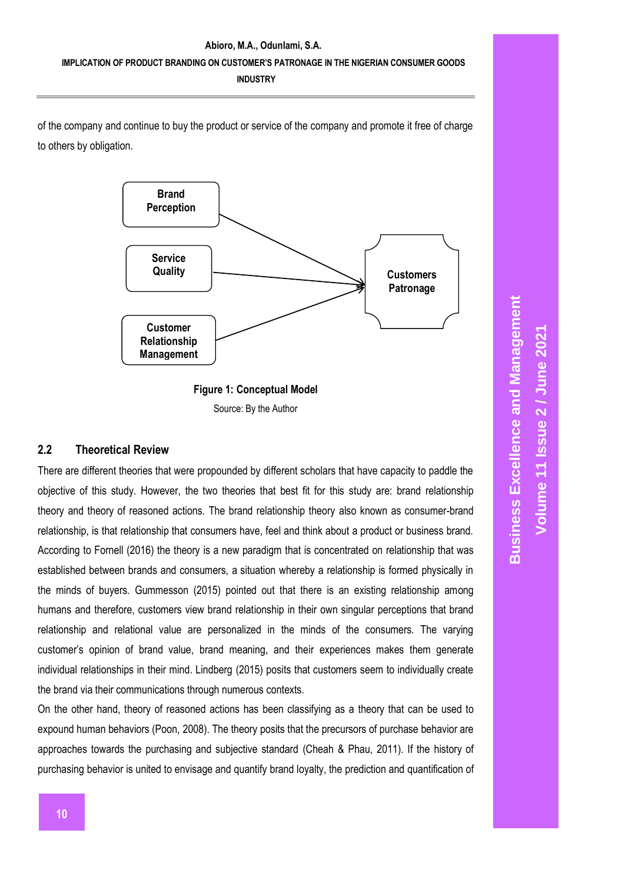of the company and continue to buy the product or service of the company and promote it free of charge to others by obligation.

Brand Perception

Service Quality

Customer Relationship Management

Customers Patronage

**Figure 1: Conceptual Model**

Source: By the Author

## 2.2 Theoretical Review

There are different theories that were propounded by different scholars that have capacity to paddle the objective of this study. However, the two theories that best fit for this study are: brand relationship theory and theory of reasoned actions. The brand relationship theory also known as consumer-brand relationship, is that relationship that consumers have, feel and think about a product or business brand. According to Fornell (2016) the theory is a new paradigm that is concentrated on relationship that was established between brands and consumers, a situation whereby a relationship is formed physically in the minds of buyers. Gummesson (2015) pointed out that there is an existing relationship among humans and therefore, customers view brand relationship in their own singular perceptions that brand relationship and relational value are personalized in the minds of the consumers. The varying customer's opinion of brand value, brand meaning, and their experiences makes them generate individual relationships in their mind. Lindberg (2015) posits that customers seem to individually create the brand via their communications through numerous contexts.

On the other hand, theory of reasoned actions has been classifying as a theory that can be used to expound human behaviors (Poon, 2008). The theory posits that the precursors of purchase behavior are approaches towards the purchasing and subjective standard (Cheah & Phau, 2011). If the history of purchasing behavior is united to envisage and quantify brand loyalty, the prediction and quantification of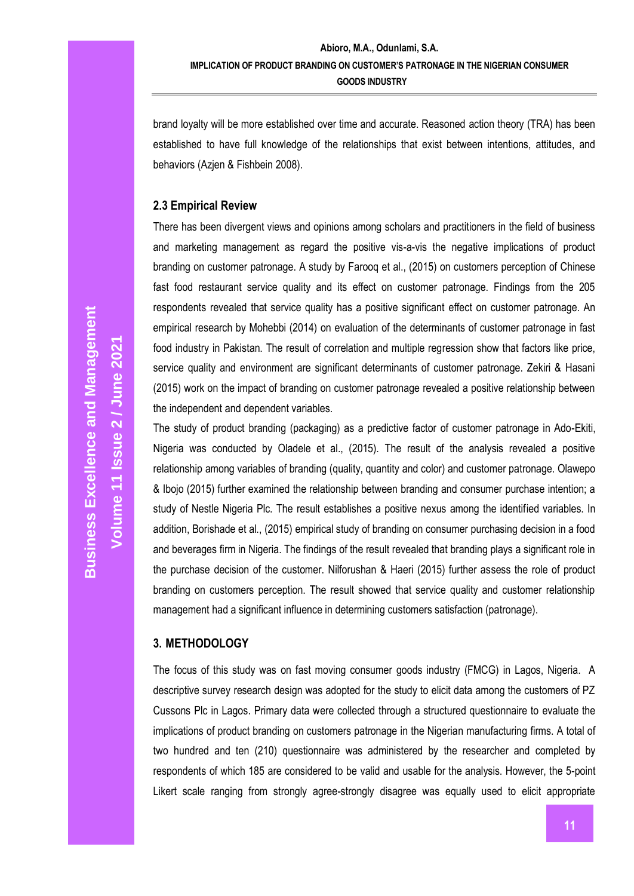brand loyalty will be more established over time and accurate. Reasoned action theory (TRA) has been established to have full knowledge of the relationships that exist between intentions, attitudes, and behaviors (Azjen & Fishbein 2008).

### 2.3 Empirical Review

There has been divergent views and opinions among scholars and practitioners in the field of business and marketing management as regard the positive vis-a-vis the negative implications of product branding on customer patronage. A study by Farooq et al., (2015) on customers perception of Chinese fast food restaurant service quality and its effect on customer patronage. Findings from the 205 respondents revealed that service quality has a positive significant effect on customer patronage. An empirical research by Mohebbi (2014) on evaluation of the determinants of customer patronage in fast food industry in Pakistan. The result of correlation and multiple regression show that factors like price, service quality and environment are significant determinants of customer patronage. Zekiri & Hasani (2015) work on the impact of branding on customer patronage revealed a positive relationship between the independent and dependent variables.

The study of product branding (packaging) as a predictive factor of customer patronage in Ado-Ekiti, Nigeria was conducted by Oladele et al., (2015). The result of the analysis revealed a positive relationship among variables of branding (quality, quantity and color) and customer patronage. Olawepo & Ibojo (2015) further examined the relationship between branding and consumer purchase intention; a study of Nestle Nigeria Plc. The result establishes a positive nexus among the identified variables. In addition, Borishade et al., (2015) empirical study of branding on consumer purchasing decision in a food and beverages firm in Nigeria. The findings of the result revealed that branding plays a significant role in the purchase decision of the customer. Nilforushan & Haeri (2015) further assess the role of product branding on customers perception. The result showed that service quality and customer relationship management had a significant influence in determining customers satisfaction (patronage).

## 3. METHODOLOGY

The focus of this study was on fast moving consumer goods industry (FMCG) in Lagos, Nigeria. A descriptive survey research design was adopted for the study to elicit data among the customers of PZ Cussons Plc in Lagos. Primary data were collected through a structured questionnaire to evaluate the implications of product branding on customers patronage in the Nigerian manufacturing firms. A total of two hundred and ten (210) questionnaire was administered by the researcher and completed by respondents of which 185 are considered to be valid and usable for the analysis. However, the 5-point Likert scale ranging from strongly agree-strongly disagree was equally used to elicit appropriate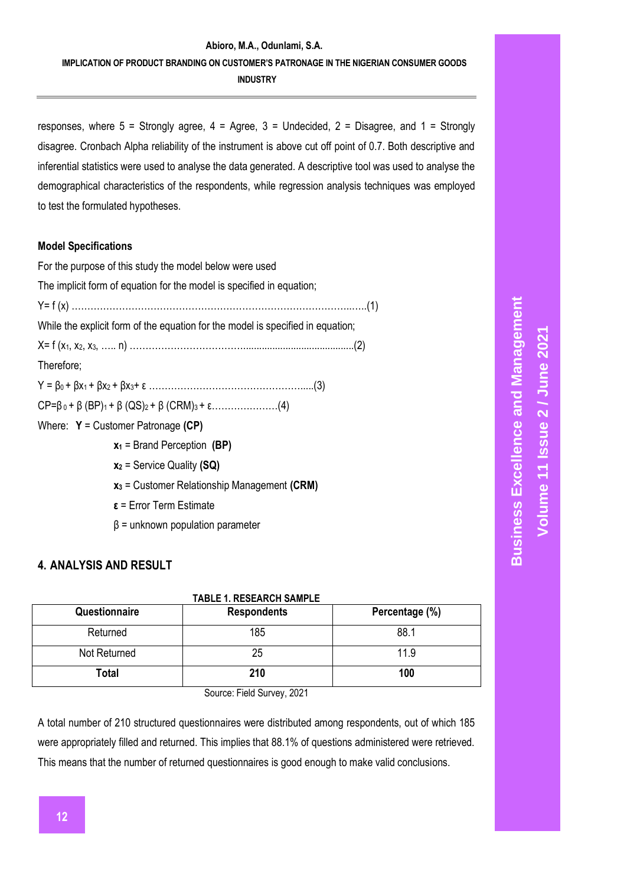responses, where 5 = Strongly agree, 4 = Agree, 3 = Undecided, 2 = Disagree, and 1 = Strongly disagree. Cronbach Alpha reliability of the instrument is above cut off point of 0.7. Both descriptive and inferential statistics were used to analyse the data generated. A descriptive tool was used to analyse the demographical characteristics of the respondents, while regression analysis techniques was employed to test the formulated hypotheses.

**Model Specifications**

For the purpose of this study the model below were used

The implicit form of equation for the model is specified in equation;

$Y= f(x)$ …………………………………………………………………………………..(1)

While the explicit form of the equation for the model is specified in equation;

$X= f(x_1, x_2, x_3, \ldots n)$ ……………………………….........................................(2)

Therefore;

$Y = \beta_0 + \beta x_1 + \beta x_2 + \beta x_3 + \varepsilon$ …………………………………………….....(3)

$CP=\beta_0 + \beta(BP)_1 + \beta(QS)_2 + \beta(CRM)_3 + \varepsilon$…………………(4)

Where: **Y** = Customer Patronage **(CP)**

$x_1$ = Brand Perception **(BP)**

$x_2$ = Service Quality **(SQ)**

$x_3$ = Customer Relationship Management **(CRM)**

$\varepsilon$ = Error Term Estimate

$\beta$ = unknown population parameter

## 4. ANALYSIS AND RESULT

**TABLE 1. RESEARCH SAMPLE**

| Questionnaire | Respondents | Percentage (%) |
|---|---|---|
| Returned | 185 | 88.1 |
| Not Returned | 25 | 11.9 |
| **Total** | **210** | **100** |

Source: Field Survey, 2021

A total number of 210 structured questionnaires were distributed among respondents, out of which 185 were appropriately filled and returned. This implies that 88.1% of questions administered were retrieved. This means that the number of returned questionnaires is good enough to make valid conclusions.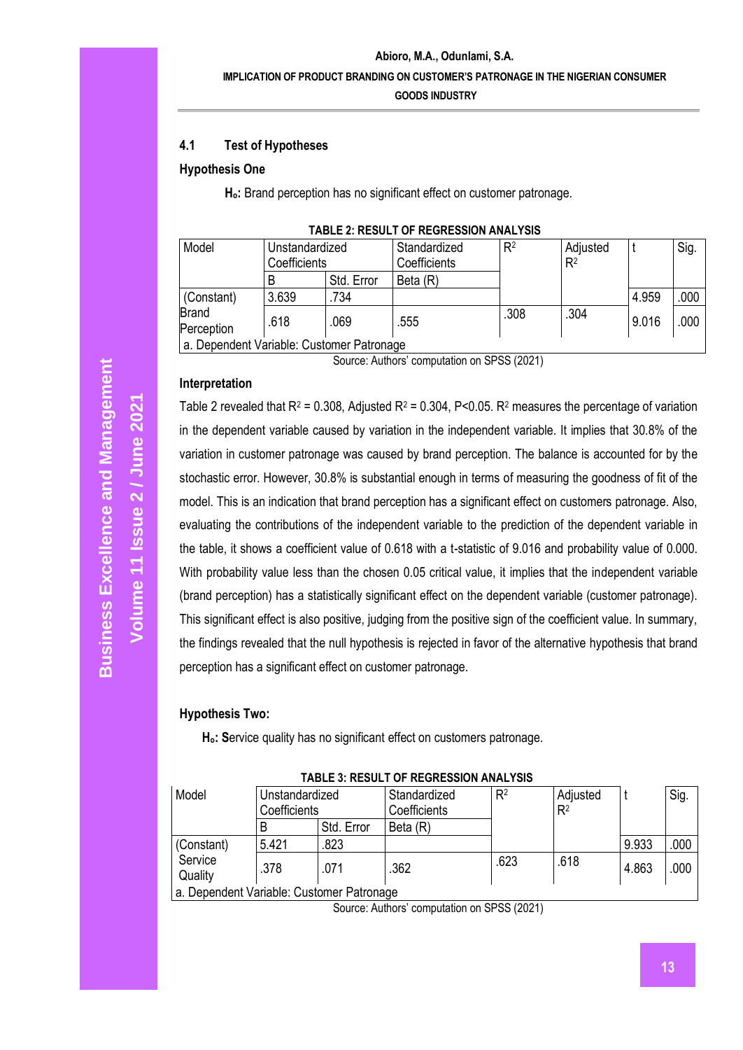### 4.1 Test of Hypotheses

**Hypothesis One**

**$H_o$:** Brand perception has no significant effect on customer patronage.

**TABLE 2: RESULT OF REGRESSION ANALYSIS**

| Model | Unstandardized Coefficients | | Standardized Coefficients | $R^2$ | Adjusted $R^2$ | t | Sig. |
|---|---|---|---|---|---|---|---|
| | B | Std. Error | Beta (R) | | | | |
| (Constant) | 3.639 | .734 | | | | 4.959 | .000 |
| Brand Perception | .618 | .069 | .555 | .308 | .304 | 9.016 | .000 |
| a. Dependent Variable: Customer Patronage | | | | | | | |

Source: Authors' computation on SPSS (2021)

**Interpretation**

Table 2 revealed that $R^2 = 0.308$, Adjusted $R^2 = 0.304$, $P<0.05$. $R^2$ measures the percentage of variation in the dependent variable caused by variation in the independent variable. It implies that 30.8% of the variation in customer patronage was caused by brand perception. The balance is accounted for by the stochastic error. However, 30.8% is substantial enough in terms of measuring the goodness of fit of the model. This is an indication that brand perception has a significant effect on customers patronage. Also, evaluating the contributions of the independent variable to the prediction of the dependent variable in the table, it shows a coefficient value of 0.618 with a t-statistic of 9.016 and probability value of 0.000. With probability value less than the chosen 0.05 critical value, it implies that the independent variable (brand perception) has a statistically significant effect on the dependent variable (customer patronage). This significant effect is also positive, judging from the positive sign of the coefficient value. In summary, the findings revealed that the null hypothesis is rejected in favor of the alternative hypothesis that brand perception has a significant effect on customer patronage.

**Hypothesis Two:**

**$H_o$: S**ervice quality has no significant effect on customers patronage.

**TABLE 3: RESULT OF REGRESSION ANALYSIS**

| Model | Unstandardized Coefficients | | Standardized Coefficients | $R^2$ | Adjusted $R^2$ | t | Sig. |
|---|---|---|---|---|---|---|---|
| | B | Std. Error | Beta (R) | | | | |
| (Constant) | 5.421 | .823 | | | | 9.933 | .000 |
| Service Quality | .378 | .071 | .362 | .623 | .618 | 4.863 | .000 |
| a. Dependent Variable: Customer Patronage | | | | | | | |

Source: Authors' computation on SPSS (2021)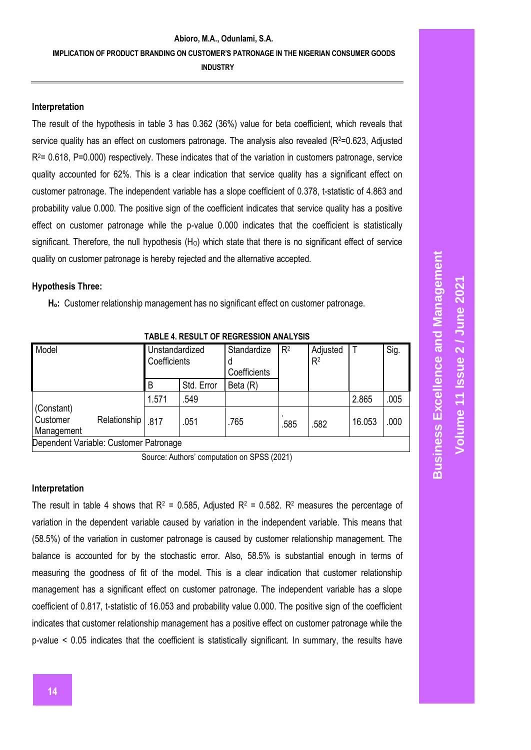#### Interpretation

The result of the hypothesis in table 3 has 0.362 (36%) value for beta coefficient, which reveals that service quality has an effect on customers patronage. The analysis also revealed ($R^2$=0.623, Adjusted $R^2$= 0.618, P=0.000) respectively. These indicates that of the variation in customers patronage, service quality accounted for 62%. This is a clear indication that service quality has a significant effect on customer patronage. The independent variable has a slope coefficient of 0.378, t-statistic of 4.863 and probability value 0.000. The positive sign of the coefficient indicates that service quality has a positive effect on customer patronage while the p-value 0.000 indicates that the coefficient is statistically significant. Therefore, the null hypothesis ($H_O$) which state that there is no significant effect of service quality on customer patronage is hereby rejected and the alternative accepted.

#### Hypothesis Three:

**$H_o$:** Customer relationship management has no significant effect on customer patronage.

**TABLE 4. RESULT OF REGRESSION ANALYSIS**

| Model | Unstandardized Coefficients | | Standardized Coefficients | $R^2$ | Adjusted $R^2$ | T | Sig. |
|---|---|---|---|---|---|---|---|
| | B | Std. Error | Beta (R) | | | | |
| (Constant) | 1.571 | .549 | | | | 2.865 | .005 |
| Customer Relationship Management | .817 | .051 | .765 | .585 | .582 | 16.053 | .000 |
| Dependent Variable: Customer Patronage | | | | | | | |

Source: Authors' computation on SPSS (2021)

#### Interpretation

The result in table 4 shows that $R^2$ = 0.585, Adjusted $R^2$ = 0.582. $R^2$ measures the percentage of variation in the dependent variable caused by variation in the independent variable. This means that (58.5%) of the variation in customer patronage is caused by customer relationship management. The balance is accounted for by the stochastic error. Also, 58.5% is substantial enough in terms of measuring the goodness of fit of the model. This is a clear indication that customer relationship management has a significant effect on customer patronage. The independent variable has a slope coefficient of 0.817, t-statistic of 16.053 and probability value 0.000. The positive sign of the coefficient indicates that customer relationship management has a positive effect on customer patronage while the p-value < 0.05 indicates that the coefficient is statistically significant. In summary, the results have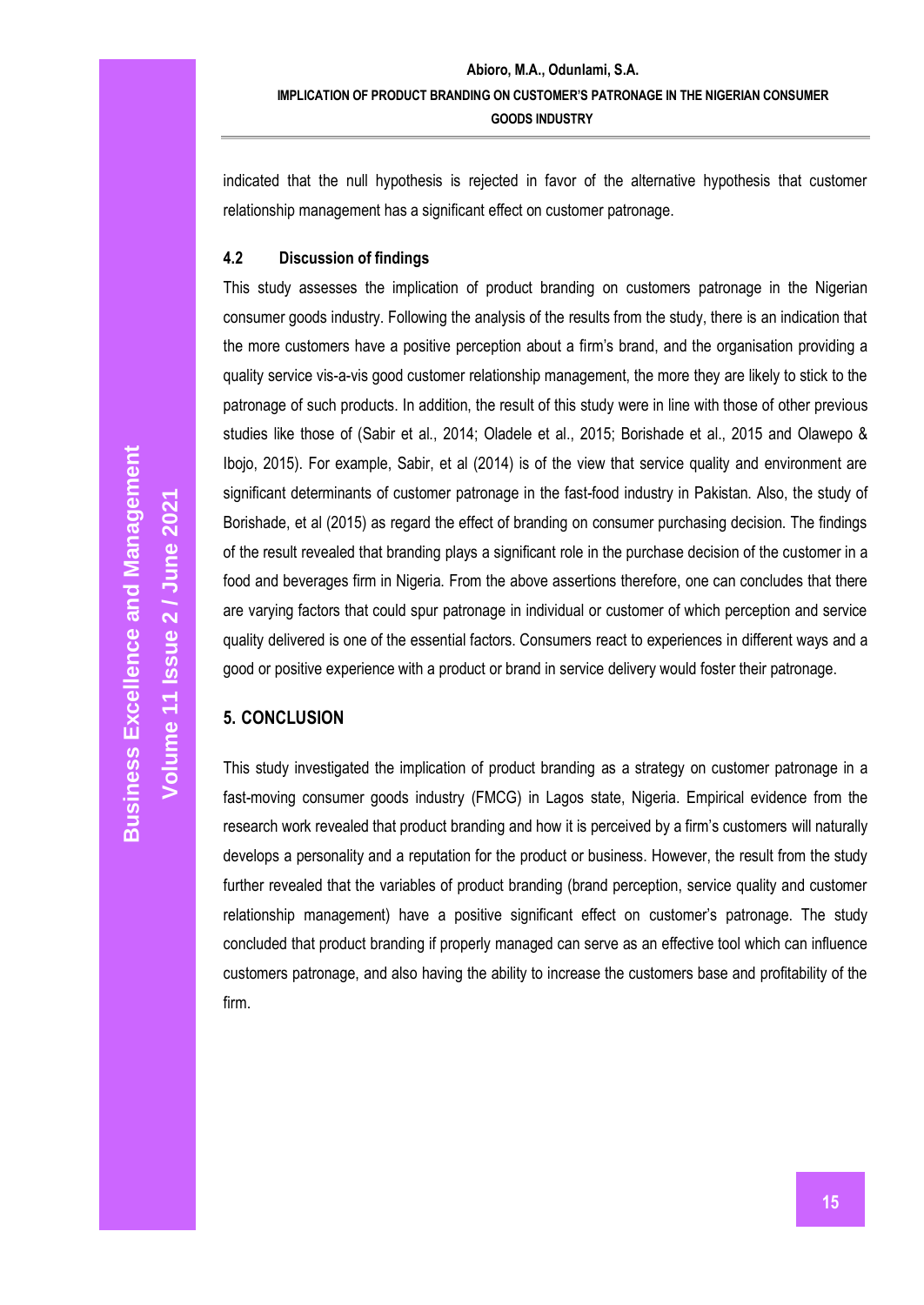indicated that the null hypothesis is rejected in favor of the alternative hypothesis that customer relationship management has a significant effect on customer patronage.

### 4.2 Discussion of findings

This study assesses the implication of product branding on customers patronage in the Nigerian consumer goods industry. Following the analysis of the results from the study, there is an indication that the more customers have a positive perception about a firm's brand, and the organisation providing a quality service vis-a-vis good customer relationship management, the more they are likely to stick to the patronage of such products. In addition, the result of this study were in line with those of other previous studies like those of (Sabir et al., 2014; Oladele et al., 2015; Borishade et al., 2015 and Olawepo & Ibojo, 2015). For example, Sabir, et al (2014) is of the view that service quality and environment are significant determinants of customer patronage in the fast-food industry in Pakistan. Also, the study of Borishade, et al (2015) as regard the effect of branding on consumer purchasing decision. The findings of the result revealed that branding plays a significant role in the purchase decision of the customer in a food and beverages firm in Nigeria. From the above assertions therefore, one can concludes that there are varying factors that could spur patronage in individual or customer of which perception and service quality delivered is one of the essential factors. Consumers react to experiences in different ways and a good or positive experience with a product or brand in service delivery would foster their patronage.

## 5. CONCLUSION

This study investigated the implication of product branding as a strategy on customer patronage in a fast-moving consumer goods industry (FMCG) in Lagos state, Nigeria. Empirical evidence from the research work revealed that product branding and how it is perceived by a firm's customers will naturally develops a personality and a reputation for the product or business. However, the result from the study further revealed that the variables of product branding (brand perception, service quality and customer relationship management) have a positive significant effect on customer's patronage. The study concluded that product branding if properly managed can serve as an effective tool which can influence customers patronage, and also having the ability to increase the customers base and profitability of the firm.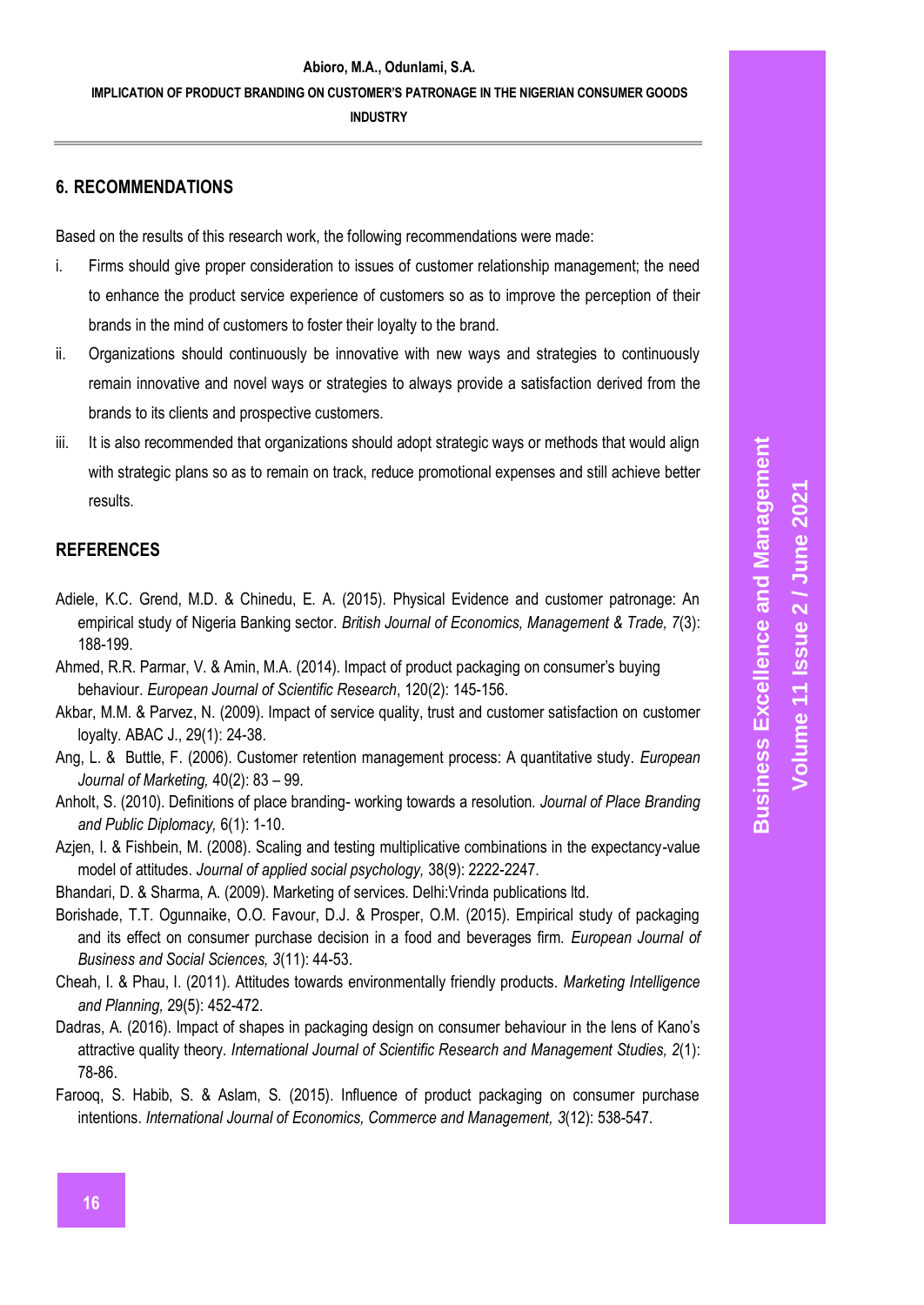## 6. RECOMMENDATIONS

Based on the results of this research work, the following recommendations were made:

i. Firms should give proper consideration to issues of customer relationship management; the need to enhance the product service experience of customers so as to improve the perception of their brands in the mind of customers to foster their loyalty to the brand.

ii. Organizations should continuously be innovative with new ways and strategies to continuously remain innovative and novel ways or strategies to always provide a satisfaction derived from the brands to its clients and prospective customers.

iii. It is also recommended that organizations should adopt strategic ways or methods that would align with strategic plans so as to remain on track, reduce promotional expenses and still achieve better results.

## REFERENCES

Adiele, K.C. Grend, M.D. & Chinedu, E. A. (2015). Physical Evidence and customer patronage: An empirical study of Nigeria Banking sector. *British Journal of Economics, Management & Trade, 7*(3): 188-199.

Ahmed, R.R. Parmar, V. & Amin, M.A. (2014). Impact of product packaging on consumer's buying behaviour. *European Journal of Scientific Research*, 120(2): 145-156.

Akbar, M.M. & Parvez, N. (2009). Impact of service quality, trust and customer satisfaction on customer loyalty. ABAC J., 29(1): 24-38.

Ang, L. & Buttle, F. (2006). Customer retention management process: A quantitative study. *European Journal of Marketing,* 40(2): 83 – 99.

Anholt, S. (2010). Definitions of place branding- working towards a resolution. *Journal of Place Branding and Public Diplomacy,* 6(1): 1-10.

Azjen, I. & Fishbein, M. (2008). Scaling and testing multiplicative combinations in the expectancy-value model of attitudes. *Journal of applied social psychology,* 38(9): 2222-2247.

Bhandari, D. & Sharma, A. (2009). Marketing of services. Delhi:Vrinda publications ltd.

Borishade, T.T. Ogunnaike, O.O. Favour, D.J. & Prosper, O.M. (2015). Empirical study of packaging and its effect on consumer purchase decision in a food and beverages firm. *European Journal of Business and Social Sciences, 3*(11): 44-53.

Cheah, I. & Phau, I. (2011). Attitudes towards environmentally friendly products. *Marketing Intelligence and Planning,* 29(5): 452-472.

Dadras, A. (2016). Impact of shapes in packaging design on consumer behaviour in the lens of Kano's attractive quality theory. *International Journal of Scientific Research and Management Studies, 2*(1): 78-86.

Farooq, S. Habib, S. & Aslam, S. (2015). Influence of product packaging on consumer purchase intentions. *International Journal of Economics, Commerce and Management, 3*(12): 538-547.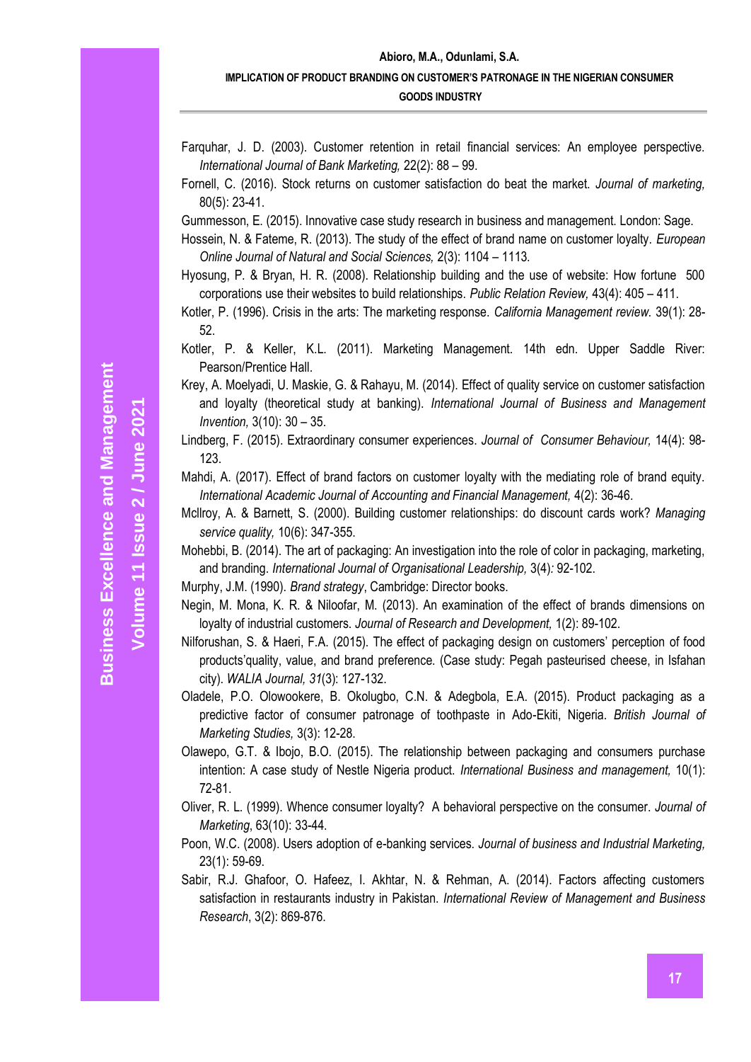Farquhar, J. D. (2003). Customer retention in retail financial services: An employee perspective. *International Journal of Bank Marketing,* 22(2): 88 – 99.

Fornell, C. (2016). Stock returns on customer satisfaction do beat the market. *Journal of marketing,* 80(5): 23-41.

Gummesson, E. (2015). Innovative case study research in business and management. London: Sage.

Hossein, N. & Fateme, R. (2013). The study of the effect of brand name on customer loyalty. *European Online Journal of Natural and Social Sciences,* 2(3): 1104 – 1113.

Hyosung, P. & Bryan, H. R. (2008). Relationship building and the use of website: How fortune 500 corporations use their websites to build relationships. *Public Relation Review,* 43(4): 405 – 411.

Kotler, P. (1996). Crisis in the arts: The marketing response. *California Management review.* 39(1): 28-52.

Kotler, P. & Keller, K.L. (2011). Marketing Management. 14th edn. Upper Saddle River: Pearson/Prentice Hall.

Krey, A. Moelyadi, U. Maskie, G. & Rahayu, M. (2014). Effect of quality service on customer satisfaction and loyalty (theoretical study at banking). *International Journal of Business and Management Invention,* 3(10): 30 – 35.

Lindberg, F. (2015). Extraordinary consumer experiences. *Journal of Consumer Behaviour,* 14(4): 98-123.

Mahdi, A. (2017). Effect of brand factors on customer loyalty with the mediating role of brand equity. *International Academic Journal of Accounting and Financial Management,* 4(2): 36-46.

Mcllroy, A. & Barnett, S. (2000). Building customer relationships: do discount cards work? *Managing service quality,* 10(6): 347-355.

Mohebbi, B. (2014). The art of packaging: An investigation into the role of color in packaging, marketing, and branding. *International Journal of Organisational Leadership,* 3(4)*:* 92-102.

Murphy, J.M. (1990). *Brand strategy*, Cambridge: Director books.

Negin, M. Mona, K. R. & Niloofar, M. (2013). An examination of the effect of brands dimensions on loyalty of industrial customers. *Journal of Research and Development,* 1(2): 89-102.

Nilforushan, S. & Haeri, F.A. (2015). The effect of packaging design on customers' perception of food products'quality, value, and brand preference. (Case study: Pegah pasteurised cheese, in Isfahan city). *WALIA Journal, 31*(3): 127-132.

Oladele, P.O. Olowookere, B. Okolugbo, C.N. & Adegbola, E.A. (2015). Product packaging as a predictive factor of consumer patronage of toothpaste in Ado-Ekiti, Nigeria. *British Journal of Marketing Studies,* 3(3): 12-28.

Olawepo, G.T. & Ibojo, B.O. (2015). The relationship between packaging and consumers purchase intention: A case study of Nestle Nigeria product. *International Business and management,* 10(1): 72-81.

Oliver, R. L. (1999). Whence consumer loyalty? A behavioral perspective on the consumer. *Journal of Marketing*, 63(10): 33-44.

Poon, W.C. (2008). Users adoption of e-banking services. *Journal of business and Industrial Marketing,* 23(1): 59-69.

Sabir, R.J. Ghafoor, O. Hafeez, I. Akhtar, N. & Rehman, A. (2014). Factors affecting customers satisfaction in restaurants industry in Pakistan. *International Review of Management and Business Research*, 3(2): 869-876.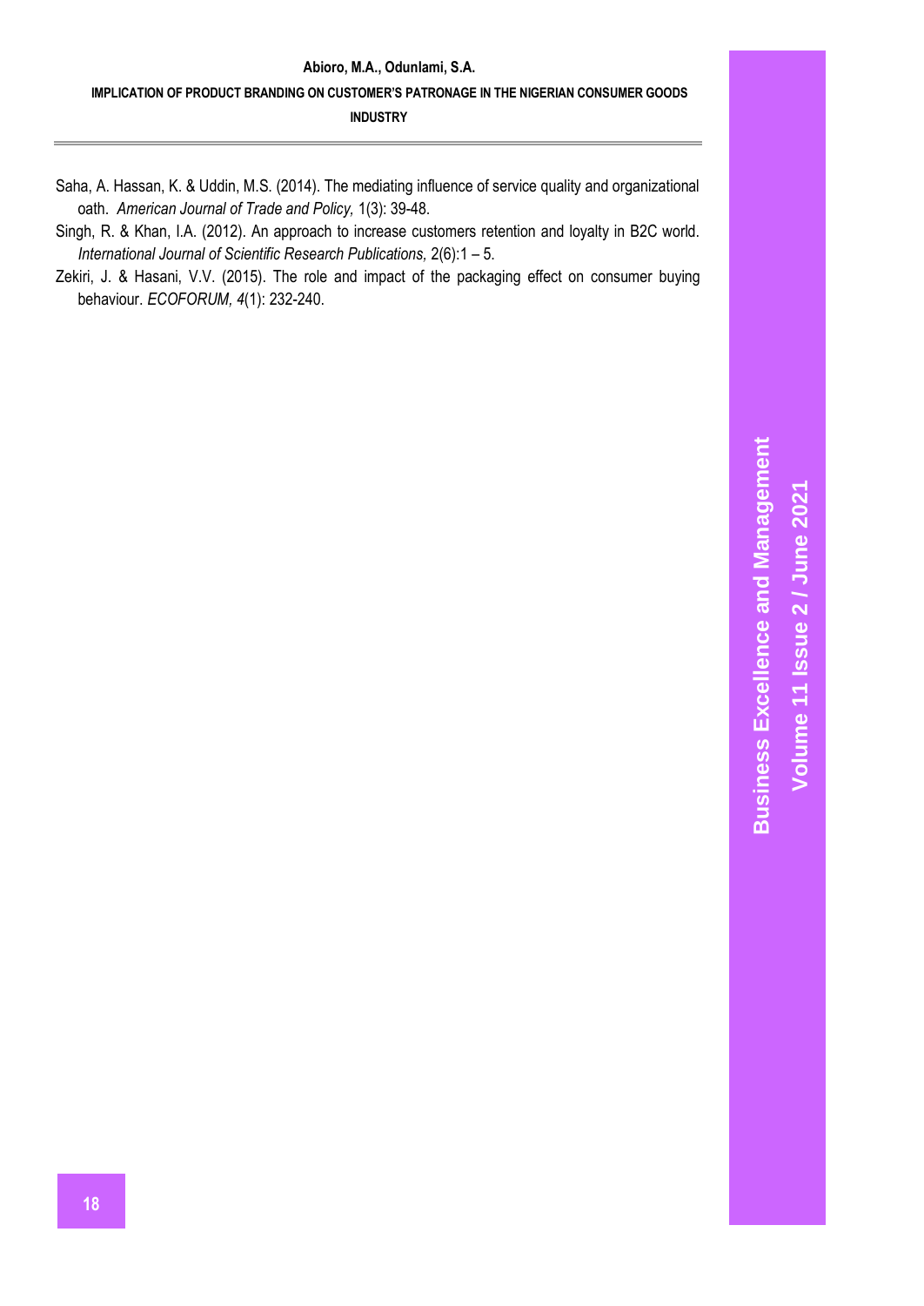Saha, A. Hassan, K. & Uddin, M.S. (2014). The mediating influence of service quality and organizational oath. *American Journal of Trade and Policy,* 1(3): 39-48.

Singh, R. & Khan, I.A. (2012). An approach to increase customers retention and loyalty in B2C world. *International Journal of Scientific Research Publications,* 2(6):1 – 5.

Zekiri, J. & Hasani, V.V. (2015). The role and impact of the packaging effect on consumer buying behaviour. *ECOFORUM, 4*(1): 232-240.